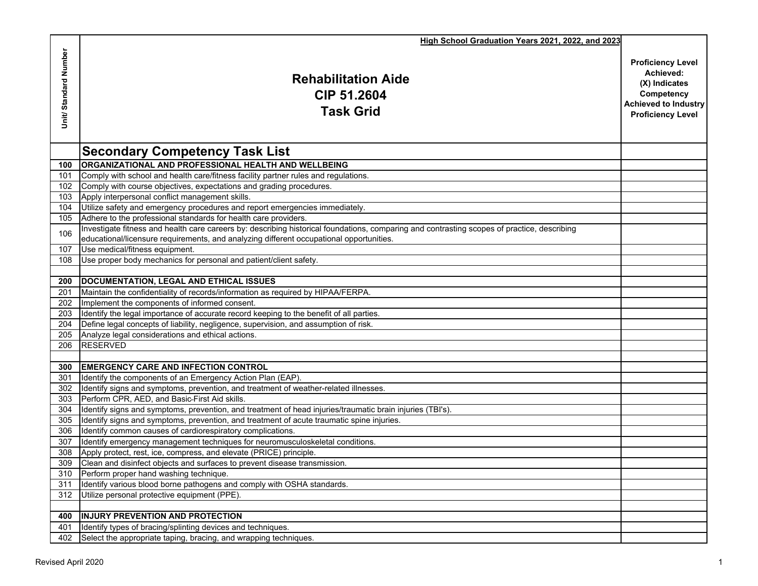| Unit/ Standard Number | High School Graduation Years 2021, 2022, and 2023<br><br>**Rehabilitation Aide**<br>**CIP 51.2604**<br>**Task Grid** | Proficiency Level Achieved: (X) Indicates Competency Achieved to Industry Proficiency Level |
|---|---|---|
| | **Secondary Competency Task List** | |
| **100** | **ORGANIZATIONAL AND PROFESSIONAL HEALTH AND WELLBEING** | |
| 101 | Comply with school and health care/fitness facility partner rules and regulations. | |
| 102 | Comply with course objectives, expectations and grading procedures. | |
| 103 | Apply interpersonal conflict management skills. | |
| 104 | Utilize safety and emergency procedures and report emergencies immediately. | |
| 105 | Adhere to the professional standards for health care providers. | |
| 106 | Investigate fitness and health care careers by: describing historical foundations, comparing and contrasting scopes of practice, describing educational/licensure requirements, and analyzing different occupational opportunities. | |
| 107 | Use medical/fitness equipment. | |
| 108 | Use proper body mechanics for personal and patient/client safety. | |
| | | |
| **200** | **DOCUMENTATION, LEGAL AND ETHICAL ISSUES** | |
| 201 | Maintain the confidentiality of records/information as required by HIPAA/FERPA. | |
| 202 | Implement the components of informed consent. | |
| 203 | Identify the legal importance of accurate record keeping to the benefit of all parties. | |
| 204 | Define legal concepts of liability, negligence, supervision, and assumption of risk. | |
| 205 | Analyze legal considerations and ethical actions. | |
| 206 | RESERVED | |
| | | |
| **300** | **EMERGENCY CARE AND INFECTION CONTROL** | |
| 301 | Identify the components of an Emergency Action Plan (EAP). | |
| 302 | Identify signs and symptoms, prevention, and treatment of weather-related illnesses. | |
| 303 | Perform CPR, AED, and Basic-First Aid skills. | |
| 304 | Identify signs and symptoms, prevention, and treatment of head injuries/traumatic brain injuries (TBI's). | |
| 305 | Identify signs and symptoms, prevention, and treatment of acute traumatic spine injuries. | |
| 306 | Identify common causes of cardiorespiratory complications. | |
| 307 | Identify emergency management techniques for neuromusculoskeletal conditions. | |
| 308 | Apply protect, rest, ice, compress, and elevate (PRICE) principle. | |
| 309 | Clean and disinfect objects and surfaces to prevent disease transmission. | |
| 310 | Perform proper hand washing technique. | |
| 311 | Identify various blood borne pathogens and comply with OSHA standards. | |
| 312 | Utilize personal protective equipment (PPE). | |
| | | |
| **400** | **INJURY PREVENTION AND PROTECTION** | |
| 401 | Identify types of bracing/splinting devices and techniques. | |
| 402 | Select the appropriate taping, bracing, and wrapping techniques. | |

Revised April 2020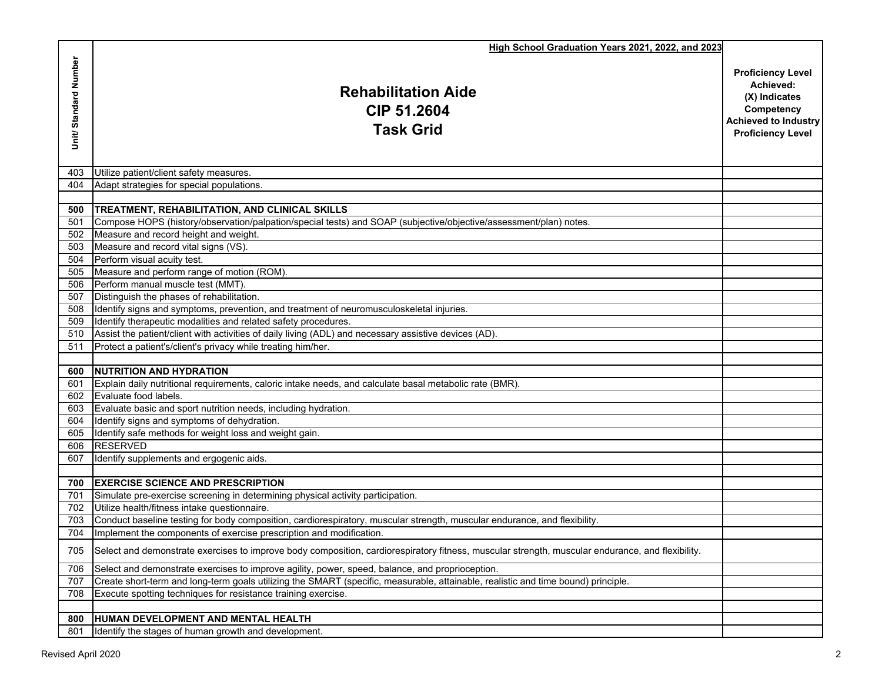| Unit/ Standard Number | High School Graduation Years 2021, 2022, and 2023<br>**Rehabilitation Aide**<br>**CIP 51.2604**<br>**Task Grid** | Proficiency Level Achieved: (X) Indicates Competency Achieved to Industry Proficiency Level |
|---|---|---|
| 403 | Utilize patient/client safety measures. | |
| 404 | Adapt strategies for special populations. | |
| | | |
| **500** | **TREATMENT, REHABILITATION, AND CLINICAL SKILLS** | |
| 501 | Compose HOPS (history/observation/palpation/special tests) and SOAP (subjective/objective/assessment/plan) notes. | |
| 502 | Measure and record height and weight. | |
| 503 | Measure and record vital signs (VS). | |
| 504 | Perform visual acuity test. | |
| 505 | Measure and perform range of motion (ROM). | |
| 506 | Perform manual muscle test (MMT). | |
| 507 | Distinguish the phases of rehabilitation. | |
| 508 | Identify signs and symptoms, prevention, and treatment of neuromusculoskeletal injuries. | |
| 509 | Identify therapeutic modalities and related safety procedures. | |
| 510 | Assist the patient/client with activities of daily living (ADL) and necessary assistive devices (AD). | |
| 511 | Protect a patient's/client's privacy while treating him/her. | |
| | | |
| **600** | **NUTRITION AND HYDRATION** | |
| 601 | Explain daily nutritional requirements, caloric intake needs, and calculate basal metabolic rate (BMR). | |
| 602 | Evaluate food labels. | |
| 603 | Evaluate basic and sport nutrition needs, including hydration. | |
| 604 | Identify signs and symptoms of dehydration. | |
| 605 | Identify safe methods for weight loss and weight gain. | |
| 606 | RESERVED | |
| 607 | Identify supplements and ergogenic aids. | |
| | | |
| **700** | **EXERCISE SCIENCE AND PRESCRIPTION** | |
| 701 | Simulate pre-exercise screening in determining physical activity participation. | |
| 702 | Utilize health/fitness intake questionnaire. | |
| 703 | Conduct baseline testing for body composition, cardiorespiratory, muscular strength, muscular endurance, and flexibility. | |
| 704 | Implement the components of exercise prescription and modification. | |
| 705 | Select and demonstrate exercises to improve body composition, cardiorespiratory fitness, muscular strength, muscular endurance, and flexibility. | |
| 706 | Select and demonstrate exercises to improve agility, power, speed, balance, and proprioception. | |
| 707 | Create short-term and long-term goals utilizing the SMART (specific, measurable, attainable, realistic and time bound) principle. | |
| 708 | Execute spotting techniques for resistance training exercise. | |
| | | |
| **800** | **HUMAN DEVELOPMENT AND MENTAL HEALTH** | |
| 801 | Identify the stages of human growth and development. | |

Revised April 2020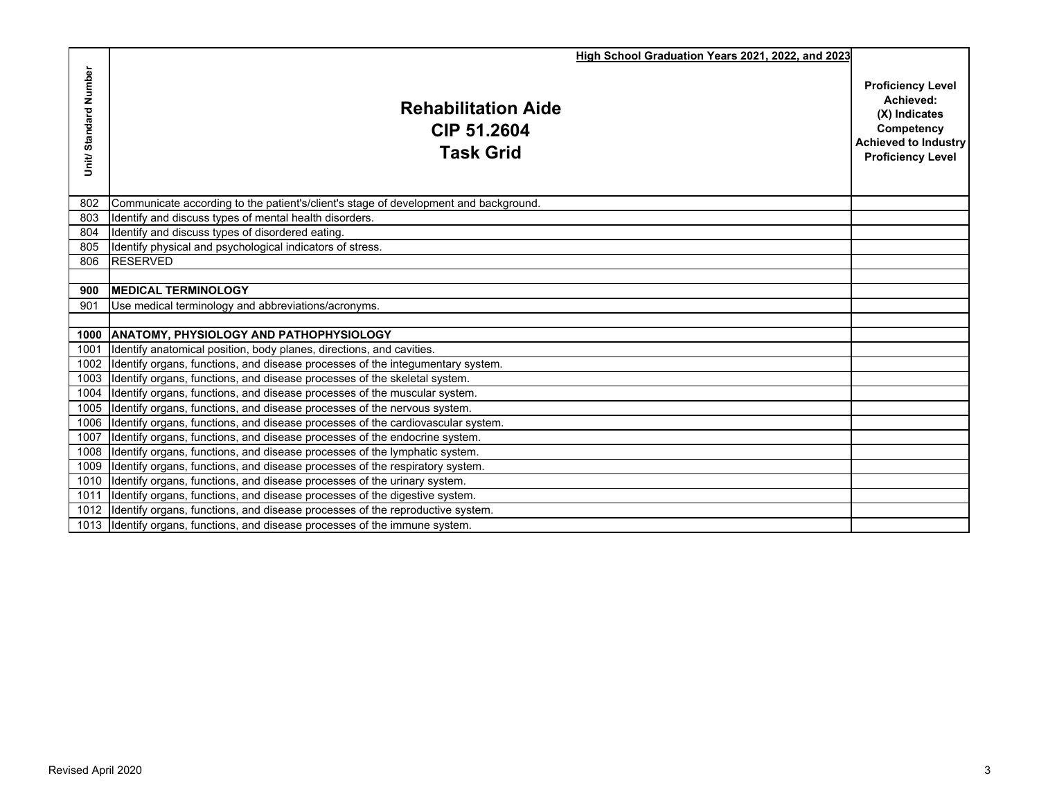| Unit/ Standard Number | High School Graduation Years 2021, 2022, and 2023<br>**Rehabilitation Aide**<br>**CIP 51.2604**<br>**Task Grid** | Proficiency Level Achieved: (X) Indicates Competency Achieved to Industry Proficiency Level |
|---|---|---|
| 802 | Communicate according to the patient's/client's stage of development and background. | |
| 803 | Identify and discuss types of mental health disorders. | |
| 804 | Identify and discuss types of disordered eating. | |
| 805 | Identify physical and psychological indicators of stress. | |
| 806 | RESERVED | |
| | | |
| **900** | **MEDICAL TERMINOLOGY** | |
| 901 | Use medical terminology and abbreviations/acronyms. | |
| | | |
| **1000** | **ANATOMY, PHYSIOLOGY AND PATHOPHYSIOLOGY** | |
| 1001 | Identify anatomical position, body planes, directions, and cavities. | |
| 1002 | Identify organs, functions, and disease processes of the integumentary system. | |
| 1003 | Identify organs, functions, and disease processes of the skeletal system. | |
| 1004 | Identify organs, functions, and disease processes of the muscular system. | |
| 1005 | Identify organs, functions, and disease processes of the nervous system. | |
| 1006 | Identify organs, functions, and disease processes of the cardiovascular system. | |
| 1007 | Identify organs, functions, and disease processes of the endocrine system. | |
| 1008 | Identify organs, functions, and disease processes of the lymphatic system. | |
| 1009 | Identify organs, functions, and disease processes of the respiratory system. | |
| 1010 | Identify organs, functions, and disease processes of the urinary system. | |
| 1011 | Identify organs, functions, and disease processes of the digestive system. | |
| 1012 | Identify organs, functions, and disease processes of the reproductive system. | |
| 1013 | Identify organs, functions, and disease processes of the immune system. | |

Revised April 2020